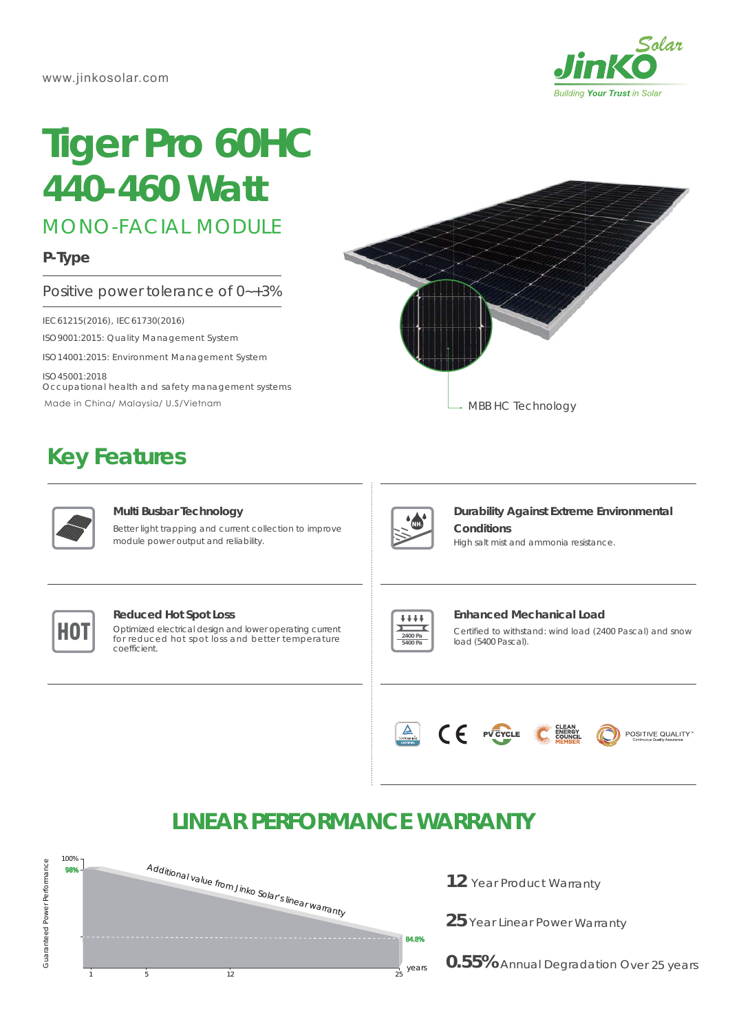www.jinkosolar.com

# Tiger Pro 60HC
# 440-460 Watt

## MONO-FACIAL MODULE

**P-Type**

Positive power tolerance of 0~+3%

IEC61215(2016), IEC61730(2016)

ISO9001:2015: Quality Management System

ISO14001:2015: Environment Management System

ISO45001:2018
Occupational health and safety management systems

Made in China/ Malaysia/ U.S/Vietnam

MBB HC Technology

## Key Features

**Multi Busbar Technology**
Better light trapping and current collection to improve module power output and reliability.

**Durability Against Extreme Environmental Conditions**
High salt mist and ammonia resistance.

**Reduced Hot Spot Loss**
Optimized electrical design and lower operating current for reduced hot spot loss and better temperature coefficient.

**Enhanced Mechanical Load**
Certified to withstand: wind load (2400 Pascal) and snow load (5400 Pascal).

## LINEAR PERFORMANCE WARRANTY

Guaranteed Power Performance: 100%, 98% (year 1) → 84.8% (year 25)

Additional value from Jinko Solar's linear warranty

**12** Year Product Warranty

**25** Year Linear Power Warranty

**0.55%** Annual Degradation Over 25 years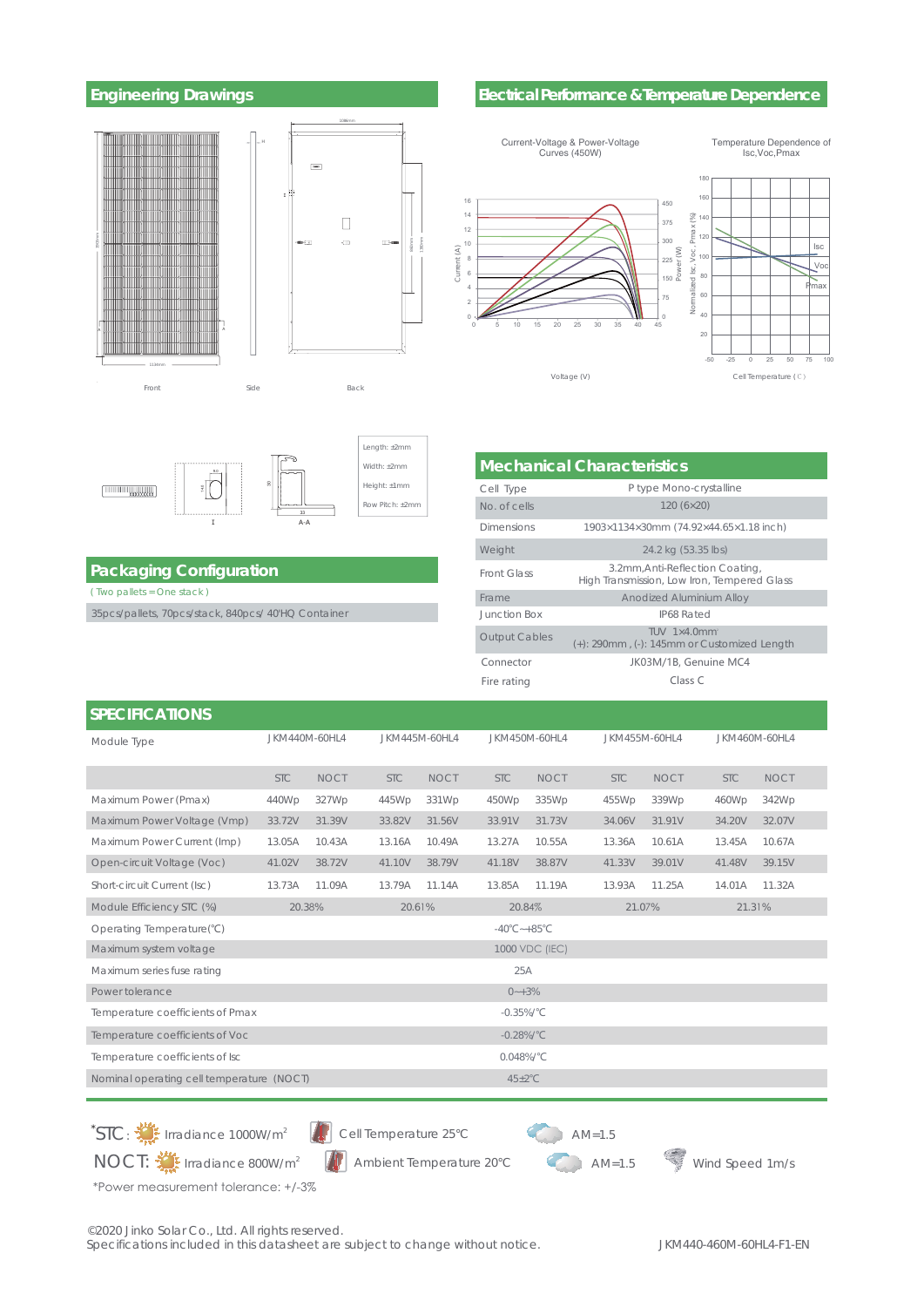## Engineering Drawings

1134mm

Front

Side

Back

Length: ±2mm

Width: ±2mm

Height: ±1mm

Row Pitch: ±2mm

A-A

## Electrical Performance & Temperature Dependence

Current-Voltage & Power-Voltage Curves (450W)

Current (A)

Power (W)

Voltage (V)

Temperature Dependence of Isc,Voc,Pmax

Normalized Isc, Voc, Pmax (%)

Isc

Voc

Pmax

Cell Temperature (℃)

## Packaging Configuration

( Two pallets = One stack )

35pcs/pallets, 70pcs/stack, 840pcs/ 40'HQ Container

## Mechanical Characteristics

| | |
|---|---|
| Cell Type | P type Mono-crystalline |
| No. of cells | 120 (6×20) |
| Dimensions | 1903×1134×30mm (74.92×44.65×1.18 inch) |
| Weight | 24.2 kg (53.35 lbs) |
| Front Glass | 3.2mm,Anti-Reflection Coating, High Transmission, Low Iron, Tempered Glass |
| Frame | Anodized Aluminium Alloy |
| Junction Box | IP68 Rated |
| Output Cables | TUV 1×4.0mm² (+): 290mm , (-): 145mm or Customized Length |
| Connector | JK03M/1B, Genuine MC4 |
| Fire rating | Class C |

## SPECIFICATIONS

| Module Type | JKM440M-60HL4 | | JKM445M-60HL4 | | JKM450M-60HL4 | | JKM455M-60HL4 | | JKM460M-60HL4 | |
|---|---|---|---|---|---|---|---|---|---|---|
| | STC | NOCT | STC | NOCT | STC | NOCT | STC | NOCT | STC | NOCT |
| Maximum Power (Pmax) | 440Wp | 327Wp | 445Wp | 331Wp | 450Wp | 335Wp | 455Wp | 339Wp | 460Wp | 342Wp |
| Maximum Power Voltage (Vmp) | 33.72V | 31.39V | 33.82V | 31.56V | 33.91V | 31.73V | 34.06V | 31.91V | 34.20V | 32.07V |
| Maximum Power Current (Imp) | 13.05A | 10.43A | 13.16A | 10.49A | 13.27A | 10.55A | 13.36A | 10.61A | 13.45A | 10.67A |
| Open-circuit Voltage (Voc) | 41.02V | 38.72V | 41.10V | 38.79V | 41.18V | 38.87V | 41.33V | 39.01V | 41.48V | 39.15V |
| Short-circuit Current (Isc) | 13.73A | 11.09A | 13.79A | 11.14A | 13.85A | 11.19A | 13.93A | 11.25A | 14.01A | 11.32A |
| Module Efficiency STC (%) | 20.38% | | 20.61% | | 20.84% | | 21.07% | | 21.31% | |
| Operating Temperature(℃) | -40℃~+85℃ | | | | | | | | | |
| Maximum system voltage | 1000 VDC (IEC) | | | | | | | | | |
| Maximum series fuse rating | 25A | | | | | | | | | |
| Power tolerance | 0~+3% | | | | | | | | | |
| Temperature coefficients of Pmax | -0.35%/℃ | | | | | | | | | |
| Temperature coefficients of Voc | -0.28%/℃ | | | | | | | | | |
| Temperature coefficients of Isc | 0.048%/℃ | | | | | | | | | |
| Nominal operating cell temperature (NOCT) | 45±2℃ | | | | | | | | | |

*STC: Irradiance 1000W/m² Cell Temperature 25°C AM=1.5

NOCT: Irradiance 800W/m² Ambient Temperature 20°C AM=1.5 Wind Speed 1m/s

*Power measurement tolerance: +/-3%

©2020 Jinko Solar Co., Ltd. All rights reserved.
Specifications included in this datasheet are subject to change without notice.

JKM440-460M-60HL4-F1-EN